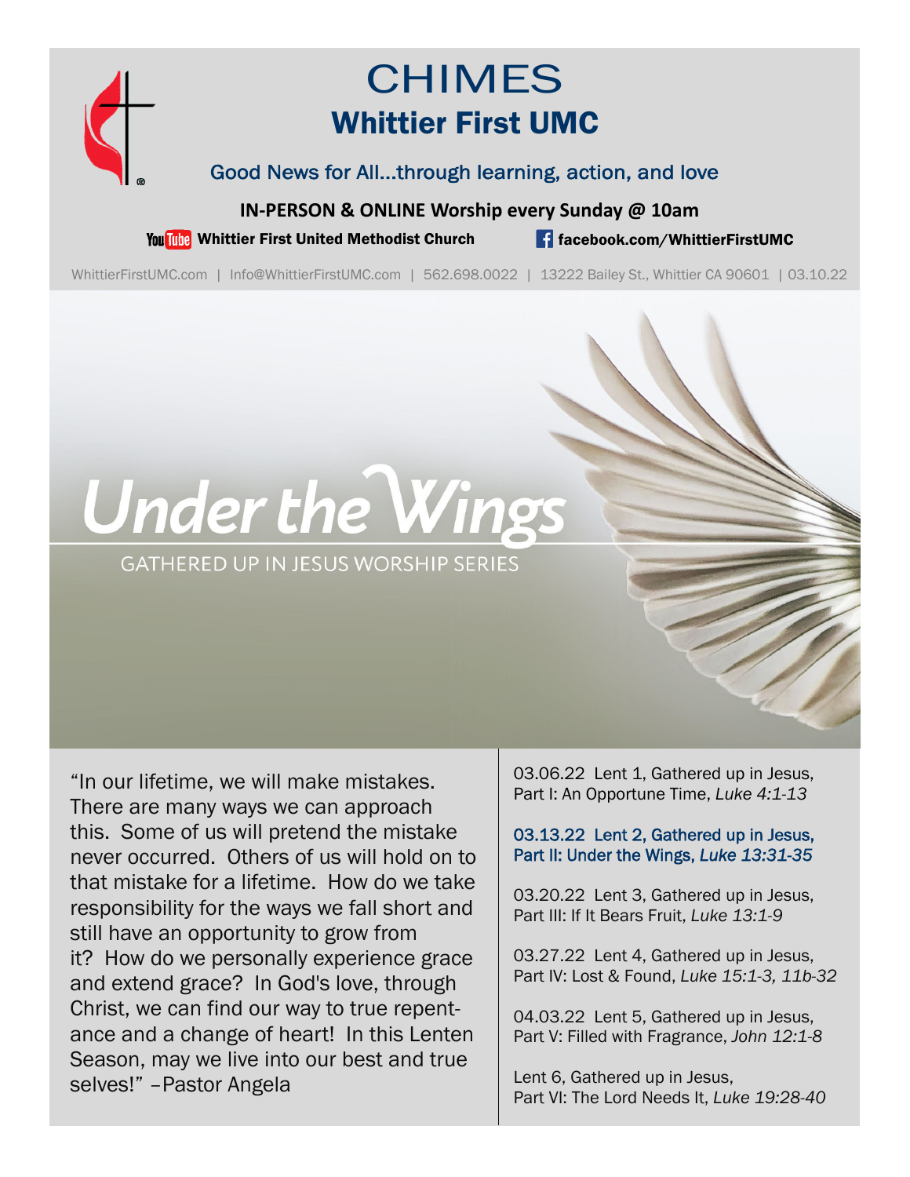# CHIMES

## Whittier First UMC

Good News for All...through learning, action, and love

**IN-PERSON & ONLINE Worship every Sunday @ 10am**

**Whittier First United Methodist Church** | **facebook.com/WhittierFirstUMC**

WhittierFirstUMC.com | Info@WhittierFirstUMC.com | 562.698.0022 | 13222 Bailey St., Whittier CA 90601 | 03.10.22

# Under the Wings

GATHERED UP IN JESUS WORSHIP SERIES

"In our lifetime, we will make mistakes. There are many ways we can approach this. Some of us will pretend the mistake never occurred. Others of us will hold on to that mistake for a lifetime. How do we take responsibility for the ways we fall short and still have an opportunity to grow from it? How do we personally experience grace and extend grace? In God's love, through Christ, we can find our way to true repentance and a change of heart! In this Lenten Season, may we live into our best and true selves!" –Pastor Angela

03.06.22 Lent 1, Gathered up in Jesus, Part I: An Opportune Time, *Luke 4:1-13*

**03.13.22 Lent 2, Gathered up in Jesus, Part II: Under the Wings, *Luke 13:31-35***

03.20.22 Lent 3, Gathered up in Jesus, Part III: If It Bears Fruit, *Luke 13:1-9*

03.27.22 Lent 4, Gathered up in Jesus, Part IV: Lost & Found, *Luke 15:1-3, 11b-32*

04.03.22 Lent 5, Gathered up in Jesus, Part V: Filled with Fragrance, *John 12:1-8*

Lent 6, Gathered up in Jesus, Part VI: The Lord Needs It, *Luke 19:28-40*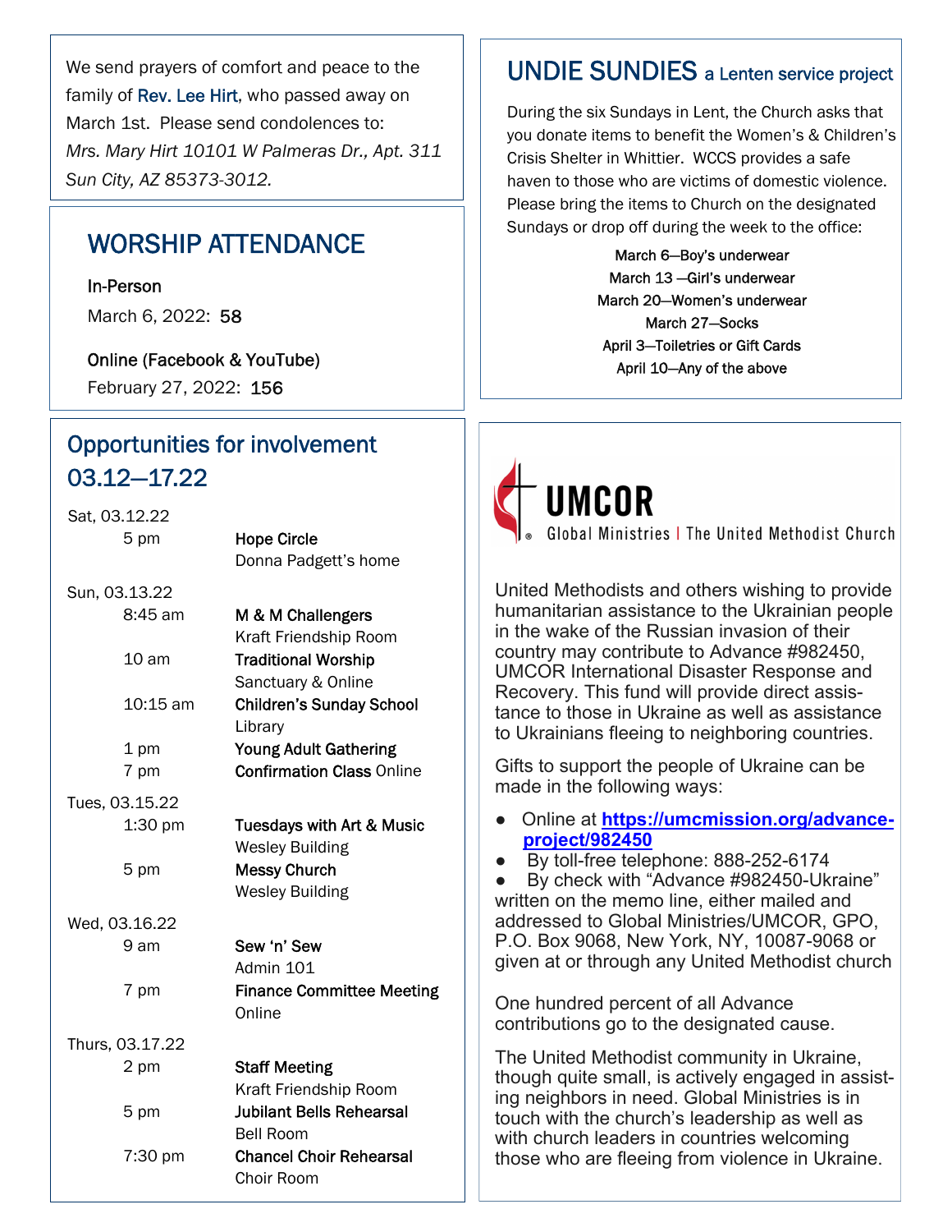We send prayers of comfort and peace to the family of Rev. Lee Hirt, who passed away on March 1st. Please send condolences to: *Mrs. Mary Hirt 10101 W Palmeras Dr., Apt. 311 Sun City, AZ 85373-3012.*

## WORSHIP ATTENDANCE

**In-Person**
March 6, 2022: 58

**Online (Facebook & YouTube)**
February 27, 2022: 156

## Opportunities for involvement 03.12—17.22

Sat, 03.12.22

| | |
|---|---|
| 5 pm | **Hope Circle** Donna Padgett's home |

Sun, 03.13.22

| | |
|---|---|
| 8:45 am | **M & M Challengers** Kraft Friendship Room |
| 10 am | **Traditional Worship** Sanctuary & Online |
| 10:15 am | **Children's Sunday School** Library |
| 1 pm | **Young Adult Gathering** |
| 7 pm | **Confirmation Class** Online |

Tues, 03.15.22

| | |
|---|---|
| 1:30 pm | **Tuesdays with Art & Music** Wesley Building |
| 5 pm | **Messy Church** Wesley Building |

Wed, 03.16.22

| | |
|---|---|
| 9 am | **Sew 'n' Sew** Admin 101 |
| 7 pm | **Finance Committee Meeting** Online |

Thurs, 03.17.22

| | |
|---|---|
| 2 pm | **Staff Meeting** Kraft Friendship Room |
| 5 pm | **Jubilant Bells Rehearsal** Bell Room |
| 7:30 pm | **Chancel Choir Rehearsal** Choir Room |

## UNDIE SUNDIES a Lenten service project

During the six Sundays in Lent, the Church asks that you donate items to benefit the Women's & Children's Crisis Shelter in Whittier. WCCS provides a safe haven to those who are victims of domestic violence. Please bring the items to Church on the designated Sundays or drop off during the week to the office:

March 6—Boy's underwear
March 13 —Girl's underwear
March 20—Women's underwear
March 27—Socks
April 3—Toiletries or Gift Cards
April 10—Any of the above

**UMCOR**
Global Ministries | The United Methodist Church

United Methodists and others wishing to provide humanitarian assistance to the Ukrainian people in the wake of the Russian invasion of their country may contribute to Advance #982450, UMCOR International Disaster Response and Recovery. This fund will provide direct assistance to those in Ukraine as well as assistance to Ukrainians fleeing to neighboring countries.

Gifts to support the people of Ukraine can be made in the following ways:

- Online at **https://umcmission.org/advance-project/982450**
- By toll-free telephone: 888-252-6174
- By check with "Advance #982450-Ukraine" written on the memo line, either mailed and addressed to Global Ministries/UMCOR, GPO, P.O. Box 9068, New York, NY, 10087-9068 or given at or through any United Methodist church

One hundred percent of all Advance contributions go to the designated cause.

The United Methodist community in Ukraine, though quite small, is actively engaged in assisting neighbors in need. Global Ministries is in touch with the church's leadership as well as with church leaders in countries welcoming those who are fleeing from violence in Ukraine.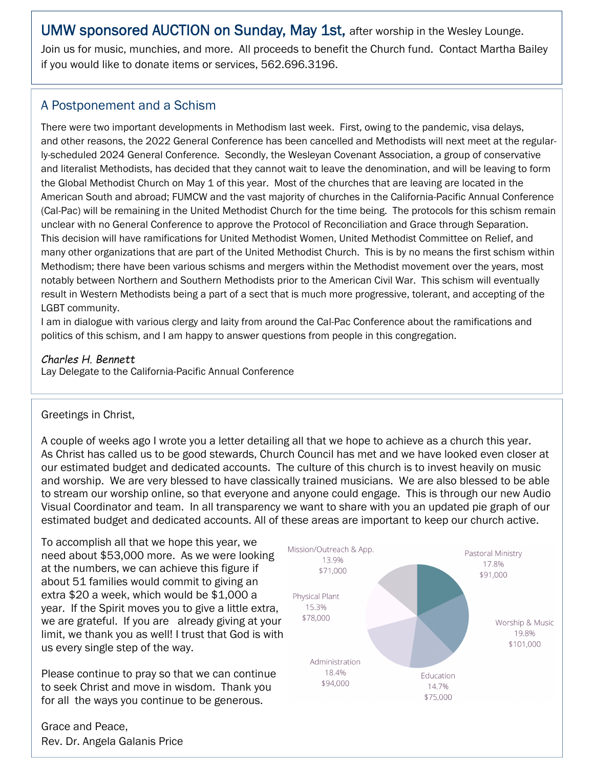**UMW sponsored AUCTION on Sunday, May 1st,** after worship in the Wesley Lounge.

Join us for music, munchies, and more. All proceeds to benefit the Church fund. Contact Martha Bailey if you would like to donate items or services, 562.696.3196.

## A Postponement and a Schism

There were two important developments in Methodism last week. First, owing to the pandemic, visa delays, and other reasons, the 2022 General Conference has been cancelled and Methodists will next meet at the regularly-scheduled 2024 General Conference. Secondly, the Wesleyan Covenant Association, a group of conservative and literalist Methodists, has decided that they cannot wait to leave the denomination, and will be leaving to form the Global Methodist Church on May 1 of this year. Most of the churches that are leaving are located in the American South and abroad; FUMCW and the vast majority of churches in the California-Pacific Annual Conference (Cal-Pac) will be remaining in the United Methodist Church for the time being. The protocols for this schism remain unclear with no General Conference to approve the Protocol of Reconciliation and Grace through Separation. This decision will have ramifications for United Methodist Women, United Methodist Committee on Relief, and many other organizations that are part of the United Methodist Church. This is by no means the first schism within Methodism; there have been various schisms and mergers within the Methodist movement over the years, most notably between Northern and Southern Methodists prior to the American Civil War. This schism will eventually result in Western Methodists being a part of a sect that is much more progressive, tolerant, and accepting of the LGBT community.

I am in dialogue with various clergy and laity from around the Cal-Pac Conference about the ramifications and politics of this schism, and I am happy to answer questions from people in this congregation.

*Charles H. Bennett*
Lay Delegate to the California-Pacific Annual Conference

Greetings in Christ,

A couple of weeks ago I wrote you a letter detailing all that we hope to achieve as a church this year. As Christ has called us to be good stewards, Church Council has met and we have looked even closer at our estimated budget and dedicated accounts. The culture of this church is to invest heavily on music and worship. We are very blessed to have classically trained musicians. We are also blessed to be able to stream our worship online, so that everyone and anyone could engage. This is through our new Audio Visual Coordinator and team. In all transparency we want to share with you an updated pie graph of our estimated budget and dedicated accounts. All of these areas are important to keep our church active.

To accomplish all that we hope this year, we need about $53,000 more. As we were looking at the numbers, we can achieve this figure if about 51 families would commit to giving an extra $20 a week, which would be $1,000 a year. If the Spirit moves you to give a little extra, we are grateful. If you are already giving at your limit, we thank you as well! I trust that God is with us every single step of the way.

Mission/Outreach & App.
13.9%
$71,000

Pastoral Ministry
17.8%
$91,000

Physical Plant
15.3%
$78,000

Worship & Music
19.8%
$101,000

Administration
18.4%
$94,000

Education
14.7%
$75,000

Please continue to pray so that we can continue to seek Christ and move in wisdom. Thank you for all the ways you continue to be generous.

Grace and Peace,
Rev. Dr. Angela Galanis Price